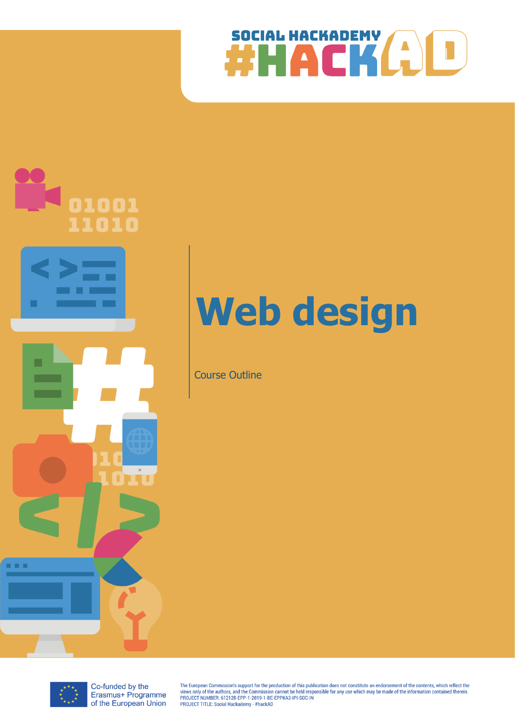SOCIAL HACKADEMY
#HACKAD

# Web design

Course Outline

Co-funded by the Erasmus+ Programme of the European Union

The European Commission's support for the production of this publication does not constitute an endorsement of the contents, which reflect the views only of the authors, and the Commission cannot be held responsible for any use which may be made of the information contained therein.
PROJECT NUMBER: 612128-EPP-1-2019-1-BE-EPPKA3-IPI-SOC-IN
PROJECT TITLE: Social Hackademy - #hackAD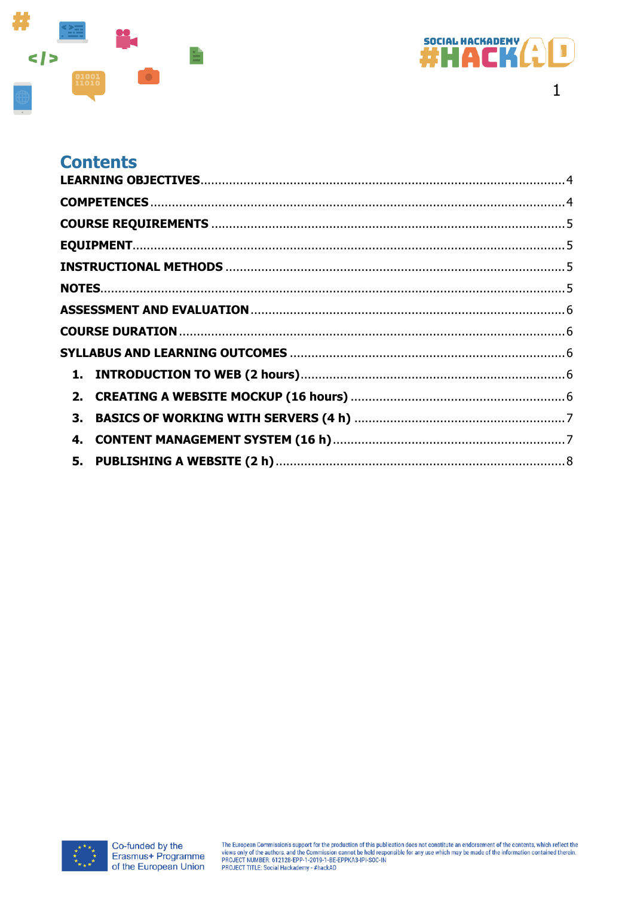# Contents

LEARNING OBJECTIVES .......... 4

COMPETENCES .......... 4

COURSE REQUIREMENTS .......... 5

EQUIPMENT .......... 5

INSTRUCTIONAL METHODS .......... 5

NOTES .......... 5

ASSESSMENT AND EVALUATION .......... 6

COURSE DURATION .......... 6

SYLLABUS AND LEARNING OUTCOMES .......... 6

1. INTRODUCTION TO WEB (2 hours) .......... 6
2. CREATING A WEBSITE MOCKUP (16 hours) .......... 6
3. BASICS OF WORKING WITH SERVERS (4 h) .......... 7
4. CONTENT MANAGEMENT SYSTEM (16 h) .......... 7
5. PUBLISHING A WEBSITE (2 h) .......... 8

Co-funded by the Erasmus+ Programme of the European Union

The European Commission's support for the production of this publication does not constitute an endorsement of the contents, which reflect the views only of the authors, and the Commission cannot be held responsible for any use which may be made of the information contained therein.
PROJECT NUMBER: 612126-EPP-1-2019-1-BE-EPPKA3-IPI-SOC-IN
PROJECT TITLE: Social Hackademy - #hackAD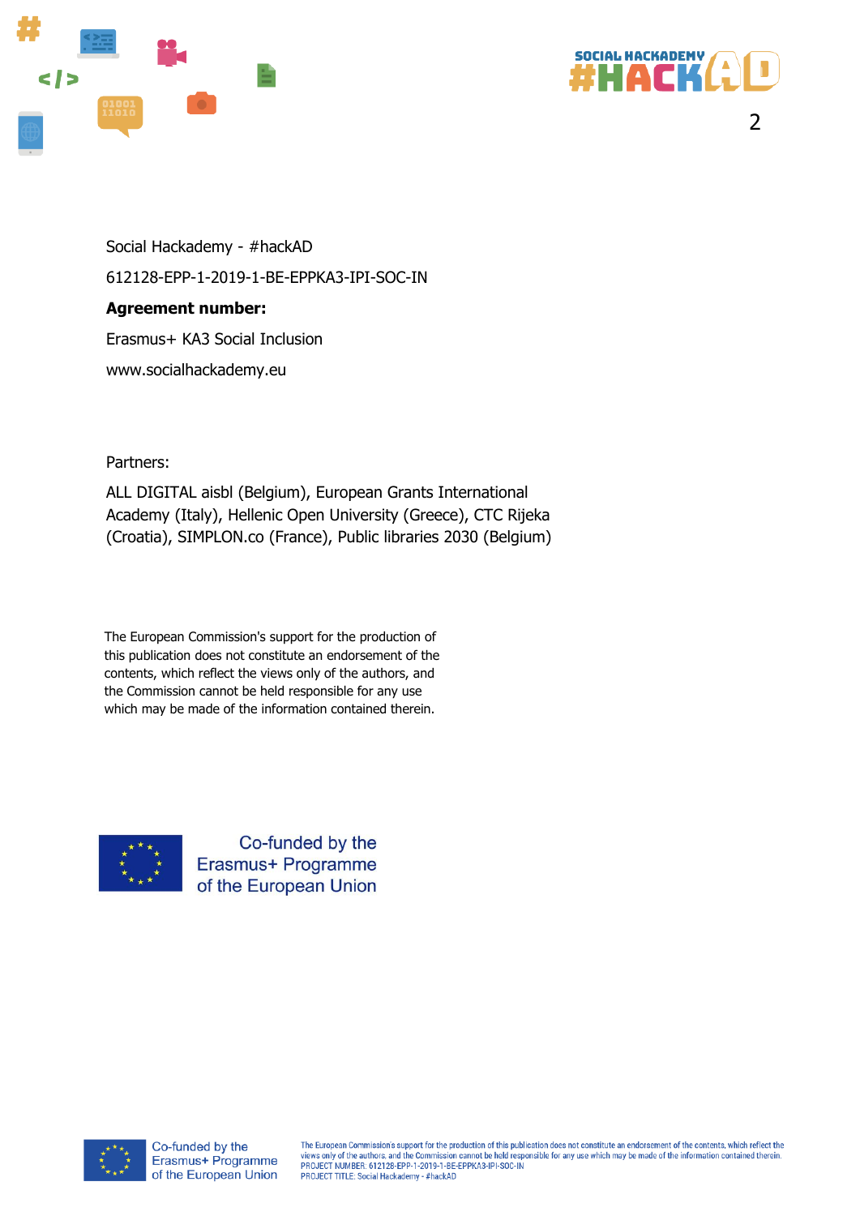Social Hackademy - #hackAD

612128-EPP-1-2019-1-BE-EPPKA3-IPI-SOC-IN

**Agreement number:**

Erasmus+ KA3 Social Inclusion

www.socialhackademy.eu

Partners:

ALL DIGITAL aisbl (Belgium), European Grants International Academy (Italy), Hellenic Open University (Greece), CTC Rijeka (Croatia), SIMPLON.co (France), Public libraries 2030 (Belgium)

The European Commission's support for the production of this publication does not constitute an endorsement of the contents, which reflect the views only of the authors, and the Commission cannot be held responsible for any use which may be made of the information contained therein.

Co-funded by the Erasmus+ Programme of the European Union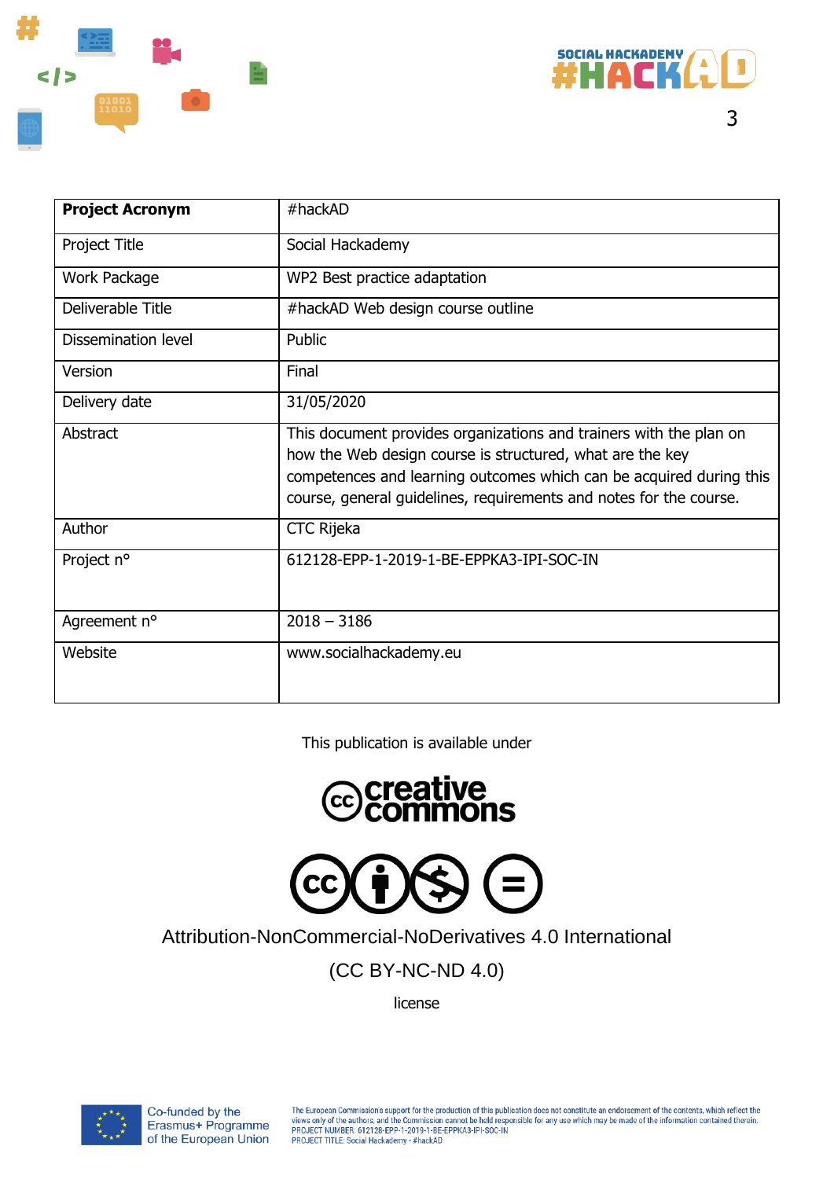| **Project Acronym** | #hackAD |
|---|---|
| Project Title | Social Hackademy |
| Work Package | WP2 Best practice adaptation |
| Deliverable Title | #hackAD Web design course outline |
| Dissemination level | Public |
| Version | Final |
| Delivery date | 31/05/2020 |
| Abstract | This document provides organizations and trainers with the plan on how the Web design course is structured, what are the key competences and learning outcomes which can be acquired during this course, general guidelines, requirements and notes for the course. |
| Author | CTC Rijeka |
| Project n° | 612128-EPP-1-2019-1-BE-EPPKA3-IPI-SOC-IN |
| Agreement n° | 2018 – 3186 |
| Website | www.socialhackademy.eu |

This publication is available under

creative commons

Attribution-NonCommercial-NoDerivatives 4.0 International

(CC BY-NC-ND 4.0)

license

Co-funded by the Erasmus+ Programme of the European Union

The European Commission's support for the production of this publication does not constitute an endorsement of the contents, which reflect the views only of the authors, and the Commission cannot be held responsible for any use which may be made of the information contained therein.
PROJECT NUMBER: 612128-EPP-1-2019-1-BE-EPPKA3-IPI-SOC-IN
PROJECT TITLE: Social Hackademy - #hackAD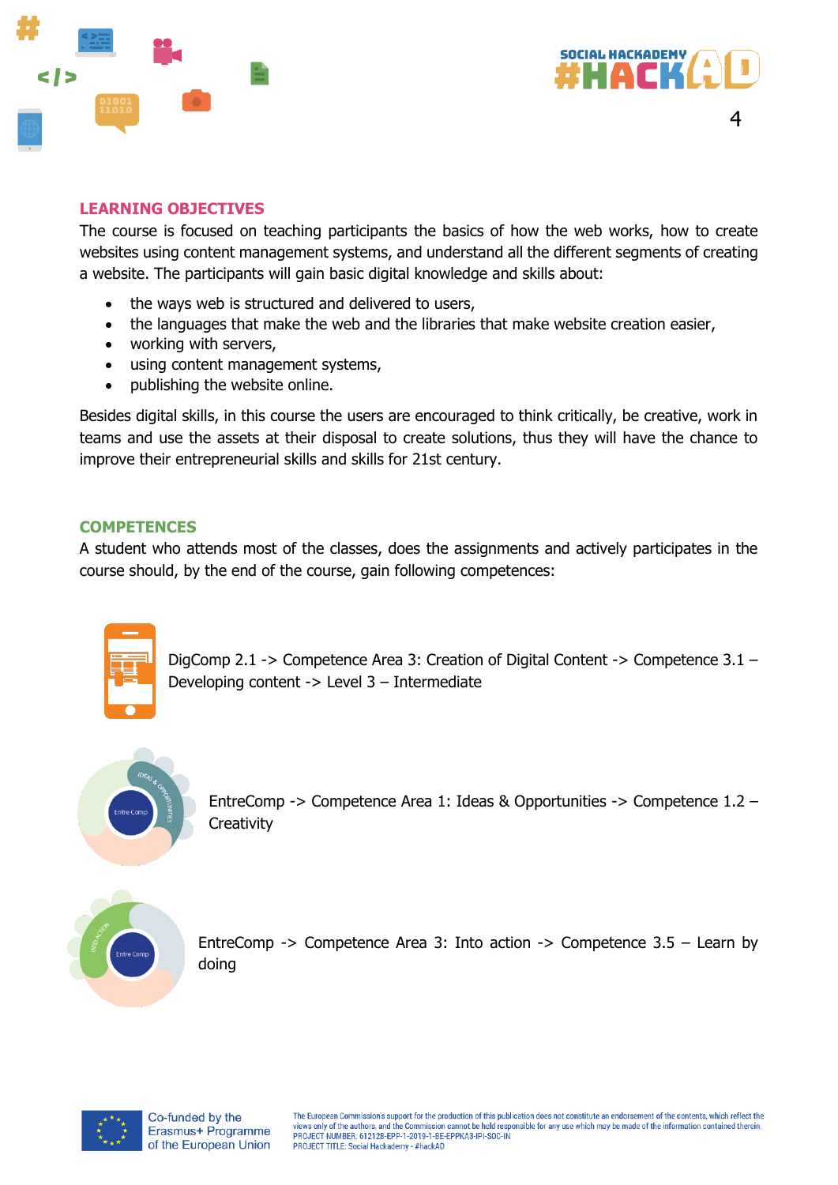## LEARNING OBJECTIVES

The course is focused on teaching participants the basics of how the web works, how to create websites using content management systems, and understand all the different segments of creating a website. The participants will gain basic digital knowledge and skills about:

- the ways web is structured and delivered to users,
- the languages that make the web and the libraries that make website creation easier,
- working with servers,
- using content management systems,
- publishing the website online.

Besides digital skills, in this course the users are encouraged to think critically, be creative, work in teams and use the assets at their disposal to create solutions, thus they will have the chance to improve their entrepreneurial skills and skills for 21st century.

## COMPETENCES

A student who attends most of the classes, does the assignments and actively participates in the course should, by the end of the course, gain following competences:

DigComp 2.1 -> Competence Area 3: Creation of Digital Content -> Competence 3.1 – Developing content -> Level 3 – Intermediate

EntreComp -> Competence Area 1: Ideas & Opportunities -> Competence 1.2 – Creativity

EntreComp -> Competence Area 3: Into action -> Competence 3.5 – Learn by doing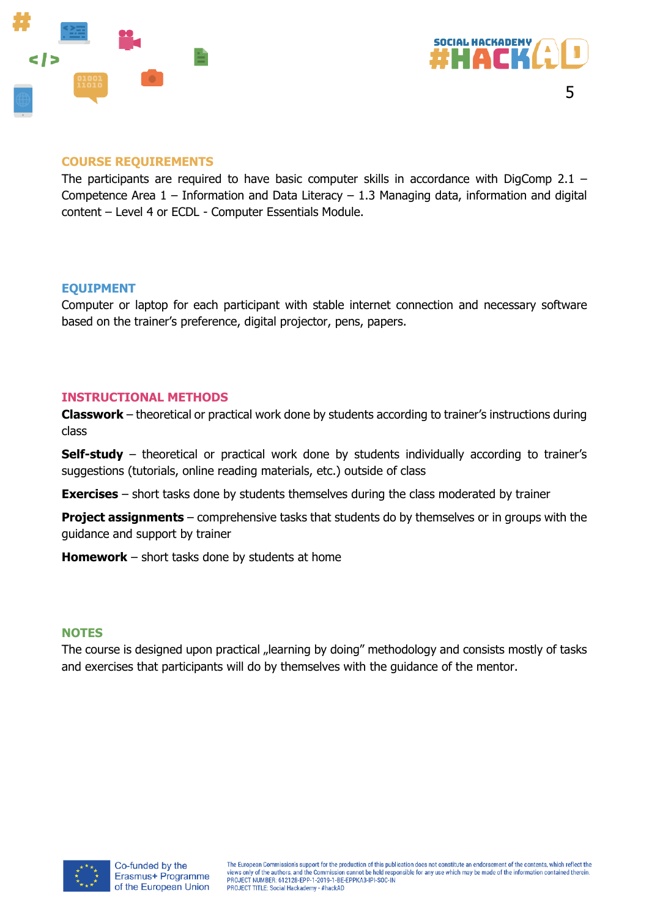## COURSE REQUIREMENTS

The participants are required to have basic computer skills in accordance with DigComp 2.1 – Competence Area 1 – Information and Data Literacy – 1.3 Managing data, information and digital content – Level 4 or ECDL - Computer Essentials Module.

## EQUIPMENT

Computer or laptop for each participant with stable internet connection and necessary software based on the trainer's preference, digital projector, pens, papers.

## INSTRUCTIONAL METHODS

**Classwork** – theoretical or practical work done by students according to trainer's instructions during class

**Self-study** – theoretical or practical work done by students individually according to trainer's suggestions (tutorials, online reading materials, etc.) outside of class

**Exercises** – short tasks done by students themselves during the class moderated by trainer

**Project assignments** – comprehensive tasks that students do by themselves or in groups with the guidance and support by trainer

**Homework** – short tasks done by students at home

## NOTES

The course is designed upon practical „learning by doing" methodology and consists mostly of tasks and exercises that participants will do by themselves with the guidance of the mentor.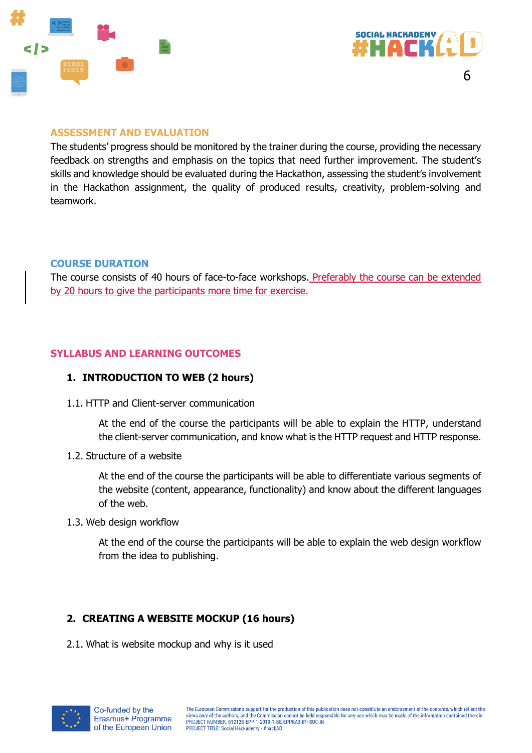## ASSESSMENT AND EVALUATION

The students' progress should be monitored by the trainer during the course, providing the necessary feedback on strengths and emphasis on the topics that need further improvement. The student's skills and knowledge should be evaluated during the Hackathon, assessing the student's involvement in the Hackathon assignment, the quality of produced results, creativity, problem-solving and teamwork.

## COURSE DURATION

The course consists of 40 hours of face-to-face workshops. Preferably the course can be extended by 20 hours to give the participants more time for exercise.

## SYLLABUS AND LEARNING OUTCOMES

### 1. INTRODUCTION TO WEB (2 hours)

1.1. HTTP and Client-server communication

At the end of the course the participants will be able to explain the HTTP, understand the client-server communication, and know what is the HTTP request and HTTP response.

1.2. Structure of a website

At the end of the course the participants will be able to differentiate various segments of the website (content, appearance, functionality) and know about the different languages of the web.

1.3. Web design workflow

At the end of the course the participants will be able to explain the web design workflow from the idea to publishing.

### 2. CREATING A WEBSITE MOCKUP (16 hours)

2.1. What is website mockup and why is it used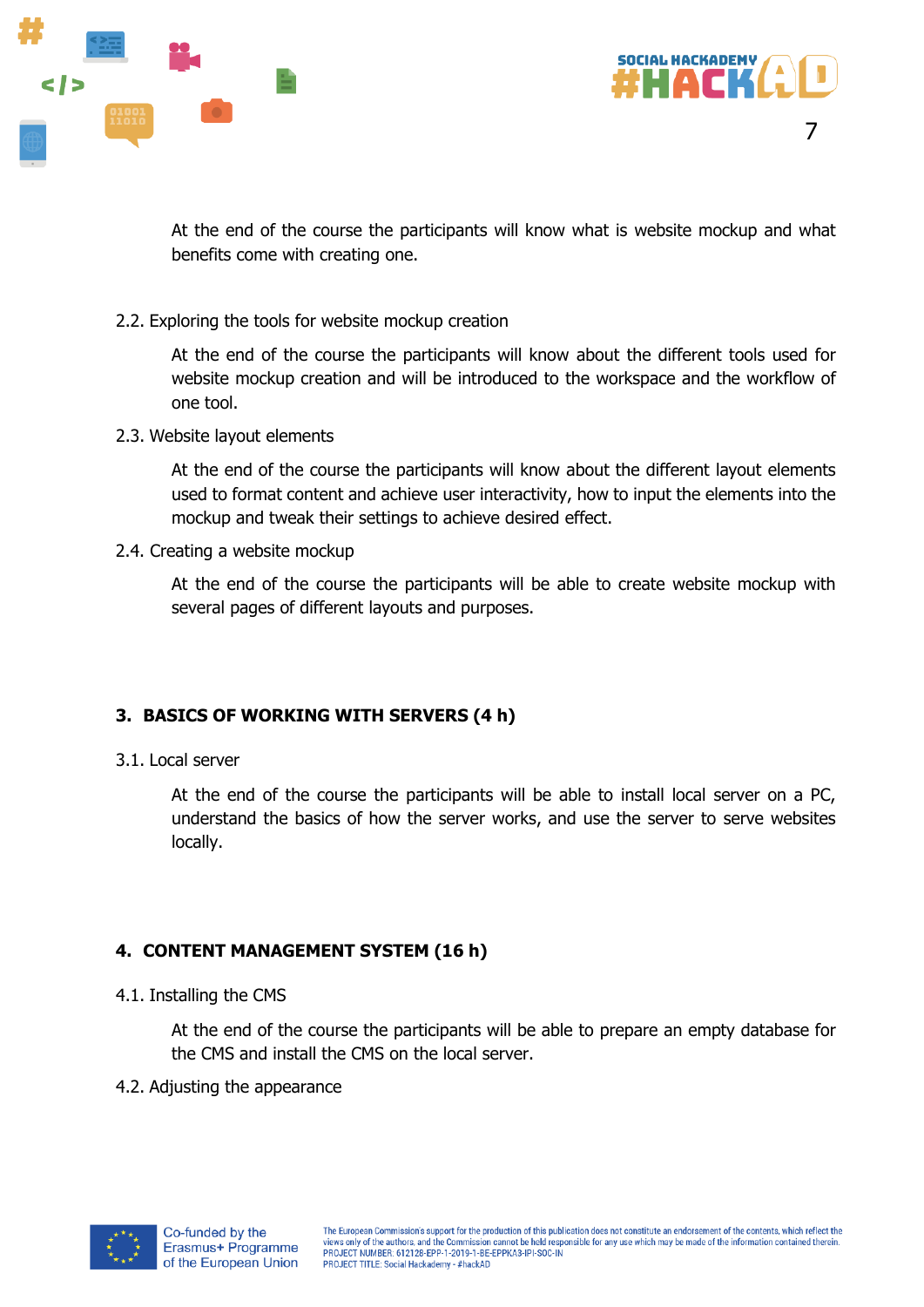At the end of the course the participants will know what is website mockup and what benefits come with creating one.

2.2. Exploring the tools for website mockup creation

At the end of the course the participants will know about the different tools used for website mockup creation and will be introduced to the workspace and the workflow of one tool.

2.3. Website layout elements

At the end of the course the participants will know about the different layout elements used to format content and achieve user interactivity, how to input the elements into the mockup and tweak their settings to achieve desired effect.

2.4. Creating a website mockup

At the end of the course the participants will be able to create website mockup with several pages of different layouts and purposes.

## 3. BASICS OF WORKING WITH SERVERS (4 h)

3.1. Local server

At the end of the course the participants will be able to install local server on a PC, understand the basics of how the server works, and use the server to serve websites locally.

## 4. CONTENT MANAGEMENT SYSTEM (16 h)

4.1. Installing the CMS

At the end of the course the participants will be able to prepare an empty database for the CMS and install the CMS on the local server.

4.2. Adjusting the appearance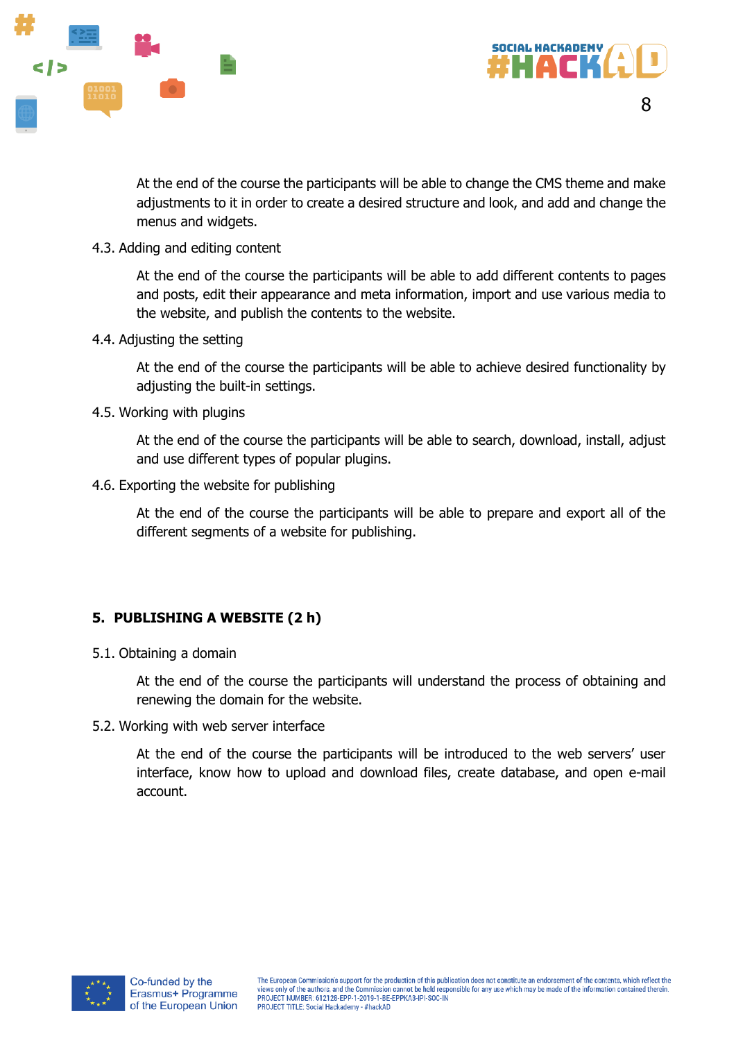At the end of the course the participants will be able to change the CMS theme and make adjustments to it in order to create a desired structure and look, and add and change the menus and widgets.

4.3. Adding and editing content

At the end of the course the participants will be able to add different contents to pages and posts, edit their appearance and meta information, import and use various media to the website, and publish the contents to the website.

4.4. Adjusting the setting

At the end of the course the participants will be able to achieve desired functionality by adjusting the built-in settings.

4.5. Working with plugins

At the end of the course the participants will be able to search, download, install, adjust and use different types of popular plugins.

4.6. Exporting the website for publishing

At the end of the course the participants will be able to prepare and export all of the different segments of a website for publishing.

## 5. PUBLISHING A WEBSITE (2 h)

5.1. Obtaining a domain

At the end of the course the participants will understand the process of obtaining and renewing the domain for the website.

5.2. Working with web server interface

At the end of the course the participants will be introduced to the web servers' user interface, know how to upload and download files, create database, and open e-mail account.